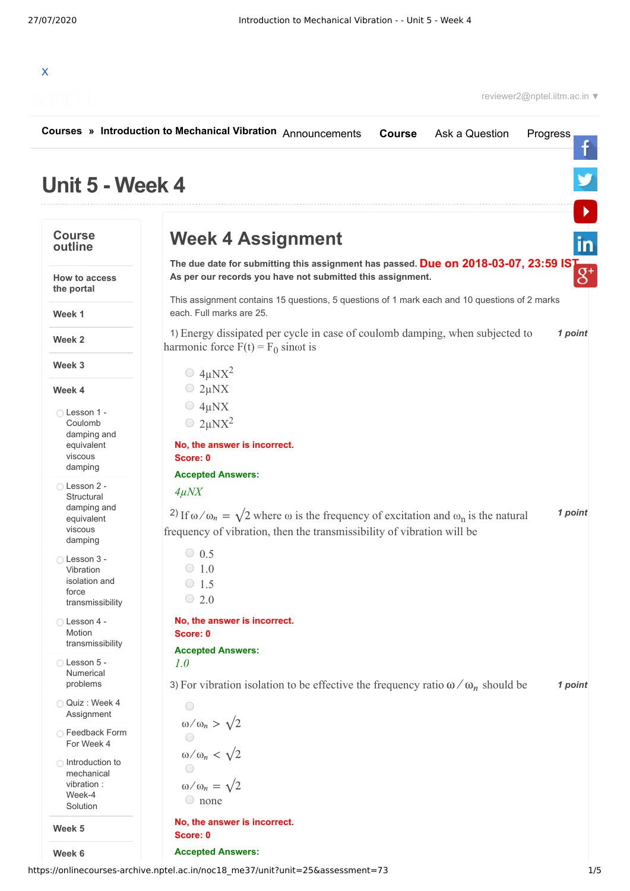X

reviewer2@nptel.iitm.ac.in ▼

**Courses** » **Introduction to Mechanical Vibration** Announcements **Course** Ask a Question Progress

# Unit 5 - Week 4

**Course outline**

**How to access the portal**

**Week 1**

**Week 2**

**Week 3**

**Week 4**

- Lesson 1 - Coulomb damping and equivalent viscous damping
- Lesson 2 - Structural damping and equivalent viscous damping
- Lesson 3 - Vibration isolation and force transmissibility
- Lesson 4 - Motion transmissibility
- Lesson 5 - Numerical problems
- Quiz : Week 4 Assignment
- Feedback Form For Week 4
- Introduction to mechanical vibration : Week-4 Solution

**Week 5**

**Week 6**

## Week 4 Assignment

**The due date for submitting this assignment has passed.** **Due on 2018-03-07, 23:59 IST.**
**As per our records you have not submitted this assignment.**

This assignment contains 15 questions, 5 questions of 1 mark each and 10 questions of 2 marks each. Full marks are 25.

1) Energy dissipated per cycle in case of coulomb damping, when subjected to harmonic force $F(t) = F_0 \sin\omega t$ is *1 point*

- $4\mu NX^2$
- $2\mu NX$
- $4\mu NX$
- $2\mu NX^2$

**No, the answer is incorrect.**
**Score: 0**

**Accepted Answers:**
$4\mu NX$

2) If $\omega/\omega_n = \sqrt{2}$ where ω is the frequency of excitation and $\omega_n$ is the natural frequency of vibration, then the transmissibility of vibration will be *1 point*

- 0.5
- 1.0
- 1.5
- 2.0

**No, the answer is incorrect.**
**Score: 0**

**Accepted Answers:**
*1.0*

3) For vibration isolation to be effective the frequency ratio $\omega/\omega_n$ should be *1 point*

- $\omega/\omega_n > \sqrt{2}$
- $\omega/\omega_n < \sqrt{2}$
- $\omega/\omega_n = \sqrt{2}$
- none

**No, the answer is incorrect.**
**Score: 0**

**Accepted Answers:**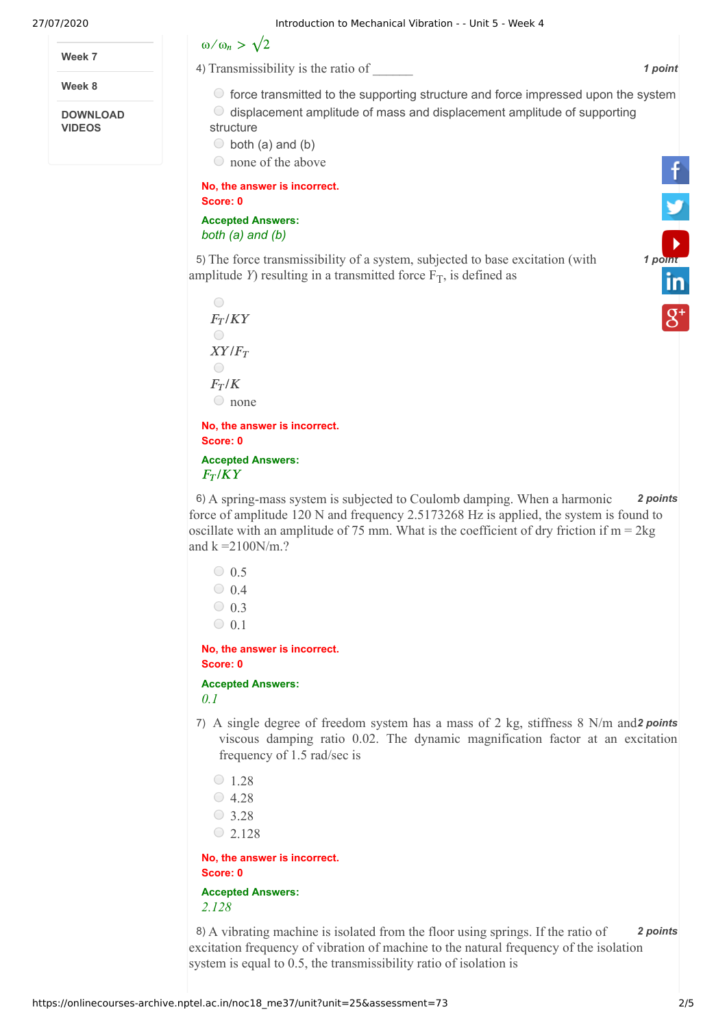$\omega/\omega_n > \sqrt{2}$

4) Transmissibility is the ratio of ______ *1 point*

- force transmitted to the supporting structure and force impressed upon the system
- displacement amplitude of mass and displacement amplitude of supporting structure
- both (a) and (b)
- none of the above

**No, the answer is incorrect.**
**Score: 0**

**Accepted Answers:**
*both (a) and (b)*

5) The force transmissibility of a system, subjected to base excitation (with amplitude $Y$) resulting in a transmitted force $F_T$, is defined as *1 point*

- $F_T/KY$
- $XY/F_T$
- $F_T/K$
- none

**No, the answer is incorrect.**
**Score: 0**

**Accepted Answers:**
$F_T/KY$

6) A spring-mass system is subjected to Coulomb damping. When a harmonic force of amplitude 120 N and frequency 2.5173268 Hz is applied, the system is found to oscillate with an amplitude of 75 mm. What is the coefficient of dry friction if m = 2kg and k =2100N/m.? *2 points*

- 0.5
- 0.4
- 0.3
- 0.1

**No, the answer is incorrect.**
**Score: 0**

**Accepted Answers:**
*0.1*

7) A single degree of freedom system has a mass of 2 kg, stiffness 8 N/m and viscous damping ratio 0.02. The dynamic magnification factor at an excitation frequency of 1.5 rad/sec is *2 points*

- 1.28
- 4.28
- 3.28
- 2.128

**No, the answer is incorrect.**
**Score: 0**

**Accepted Answers:**
*2.128*

8) A vibrating machine is isolated from the floor using springs. If the ratio of excitation frequency of vibration of machine to the natural frequency of the isolation system is equal to 0.5, the transmissibility ratio of isolation is *2 points*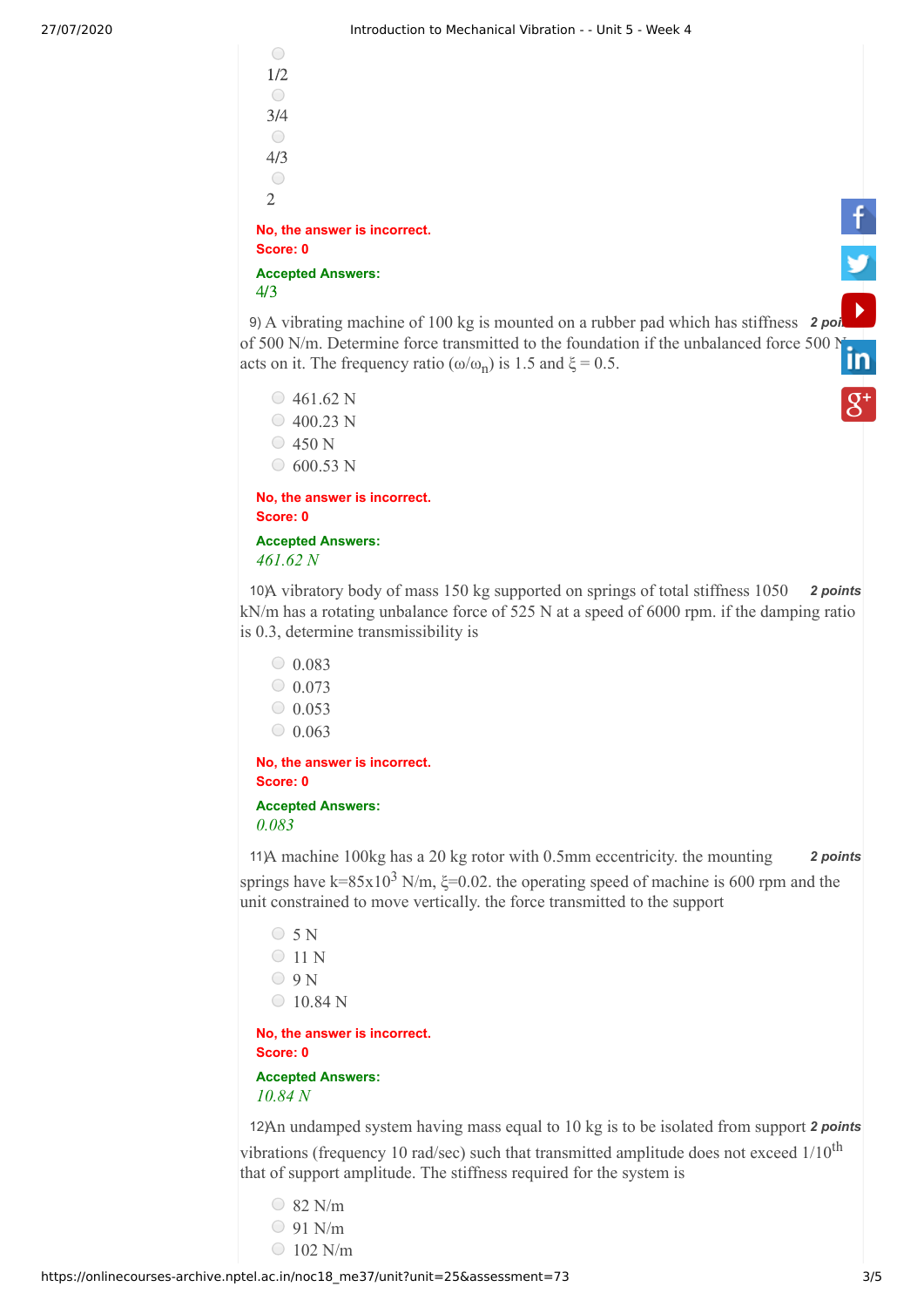- 1/2
- 3/4
- 4/3
- 2

**No, the answer is incorrect.**
**Score: 0**

**Accepted Answers:**
4/3

9) A vibrating machine of 100 kg is mounted on a rubber pad which has stiffness of 500 N/m. Determine force transmitted to the foundation if the unbalanced force 500 N acts on it. The frequency ratio ($\omega/\omega_n$) is 1.5 and $\xi = 0.5$.

*2 points*

- 461.62 N
- 400.23 N
- 450 N
- 600.53 N

**No, the answer is incorrect.**
**Score: 0**

**Accepted Answers:**
*461.62 N*

10) A vibratory body of mass 150 kg supported on springs of total stiffness 1050 kN/m has a rotating unbalance force of 525 N at a speed of 6000 rpm. if the damping ratio is 0.3, determine transmissibility is

*2 points*

- 0.083
- 0.073
- 0.053
- 0.063

**No, the answer is incorrect.**
**Score: 0**

**Accepted Answers:**
*0.083*

11) A machine 100kg has a 20 kg rotor with 0.5mm eccentricity. the mounting springs have $k = 85 \times 10^3$ N/m, $\xi = 0.02$. the operating speed of machine is 600 rpm and the unit constrained to move vertically. the force transmitted to the support

*2 points*

- 5 N
- 11 N
- 9 N
- 10.84 N

**No, the answer is incorrect.**
**Score: 0**

**Accepted Answers:**
*10.84 N*

12) An undamped system having mass equal to 10 kg is to be isolated from support vibrations (frequency 10 rad/sec) such that transmitted amplitude does not exceed $1/10^{th}$ that of support amplitude. The stiffness required for the system is

*2 points*

- 82 N/m
- 91 N/m
- 102 N/m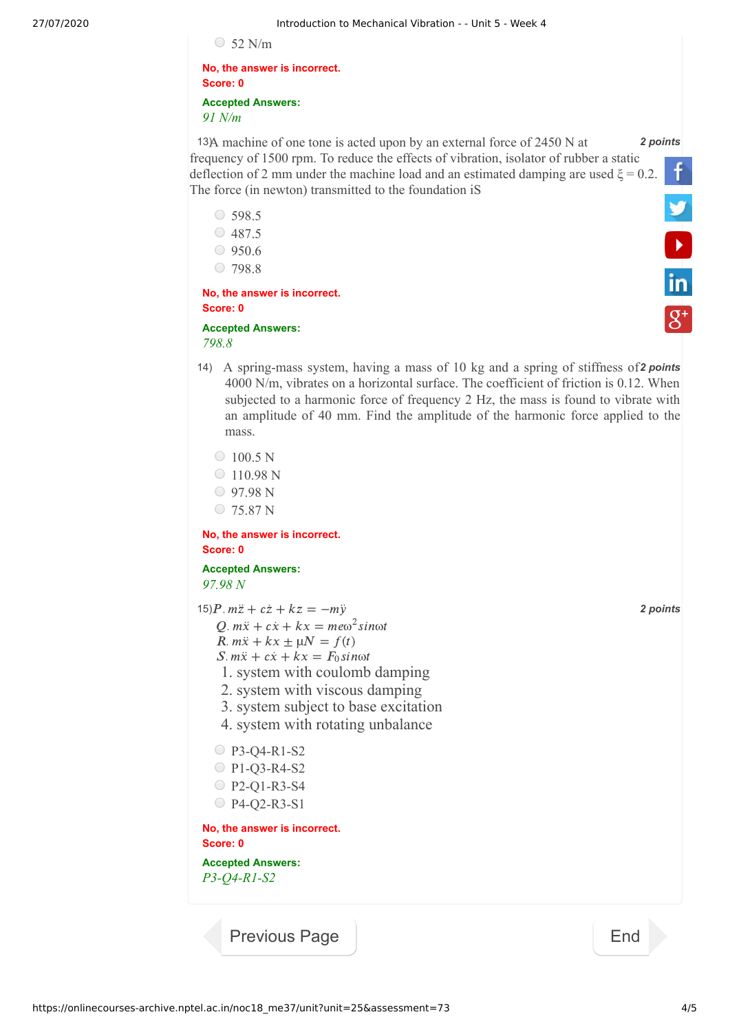○ 52 N/m

**No, the answer is incorrect.**
**Score: 0**

**Accepted Answers:**
*91 N/m*

13) A machine of one tone is acted upon by an external force of 2450 N at frequency of 1500 rpm. To reduce the effects of vibration, isolator of rubber a static deflection of 2 mm under the machine load and an estimated damping are used $\xi = 0.2$. The force (in newton) transmitted to the foundation iS

*2 points*

○ 598.5
○ 487.5
○ 950.6
○ 798.8

**No, the answer is incorrect.**
**Score: 0**

**Accepted Answers:**
*798.8*

14) A spring-mass system, having a mass of 10 kg and a spring of stiffness of 4000 N/m, vibrates on a horizontal surface. The coefficient of friction is 0.12. When subjected to a harmonic force of frequency 2 Hz, the mass is found to vibrate with an amplitude of 40 mm. Find the amplitude of the harmonic force applied to the mass.

*2 points*

○ 100.5 N
○ 110.98 N
○ 97.98 N
○ 75.87 N

**No, the answer is incorrect.**
**Score: 0**

**Accepted Answers:**
*97.98 N*

15) $P.\ m\ddot{z} + c\dot{z} + kz = -m\ddot{y}$

*2 points*

$Q.\ m\ddot{x} + c\dot{x} + kx = me\omega^2 \sin\omega t$
$R.\ m\ddot{x} + kx \pm \mu N = f(t)$
$S.\ m\ddot{x} + c\dot{x} + kx = F_0 \sin\omega t$

1. system with coulomb damping
2. system with viscous damping
3. system subject to base excitation
4. system with rotating unbalance

○ P3-Q4-R1-S2
○ P1-Q3-R4-S2
○ P2-Q1-R3-S4
○ P4-Q2-R3-S1

**No, the answer is incorrect.**
**Score: 0**

**Accepted Answers:**
*P3-Q4-R1-S2*

Previous Page | End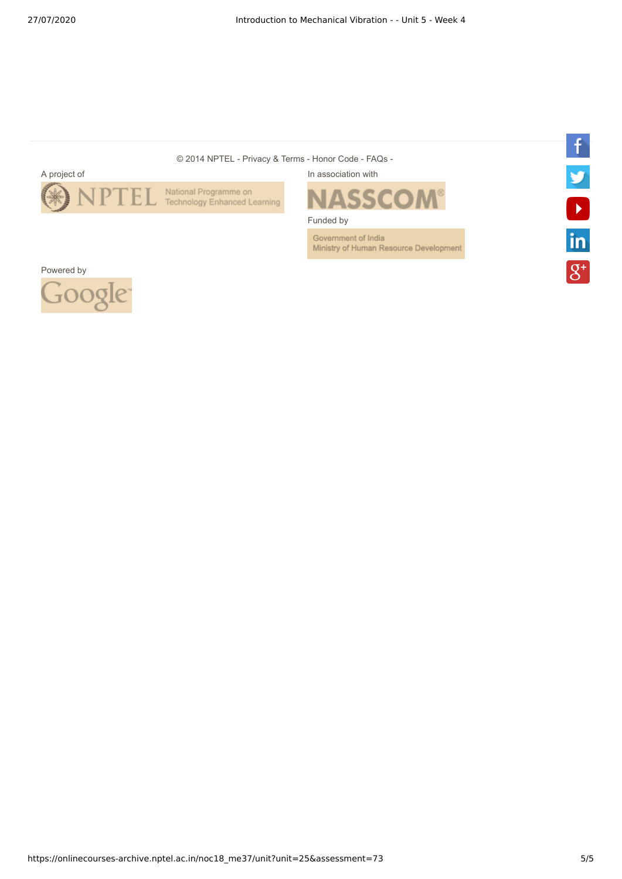© 2014 NPTEL - Privacy & Terms - Honor Code - FAQs -

A project of

NPTEL National Programme on Technology Enhanced Learning

In association with

NASSCOM®

Funded by

Government of India
Ministry of Human Resource Development

Powered by

Google